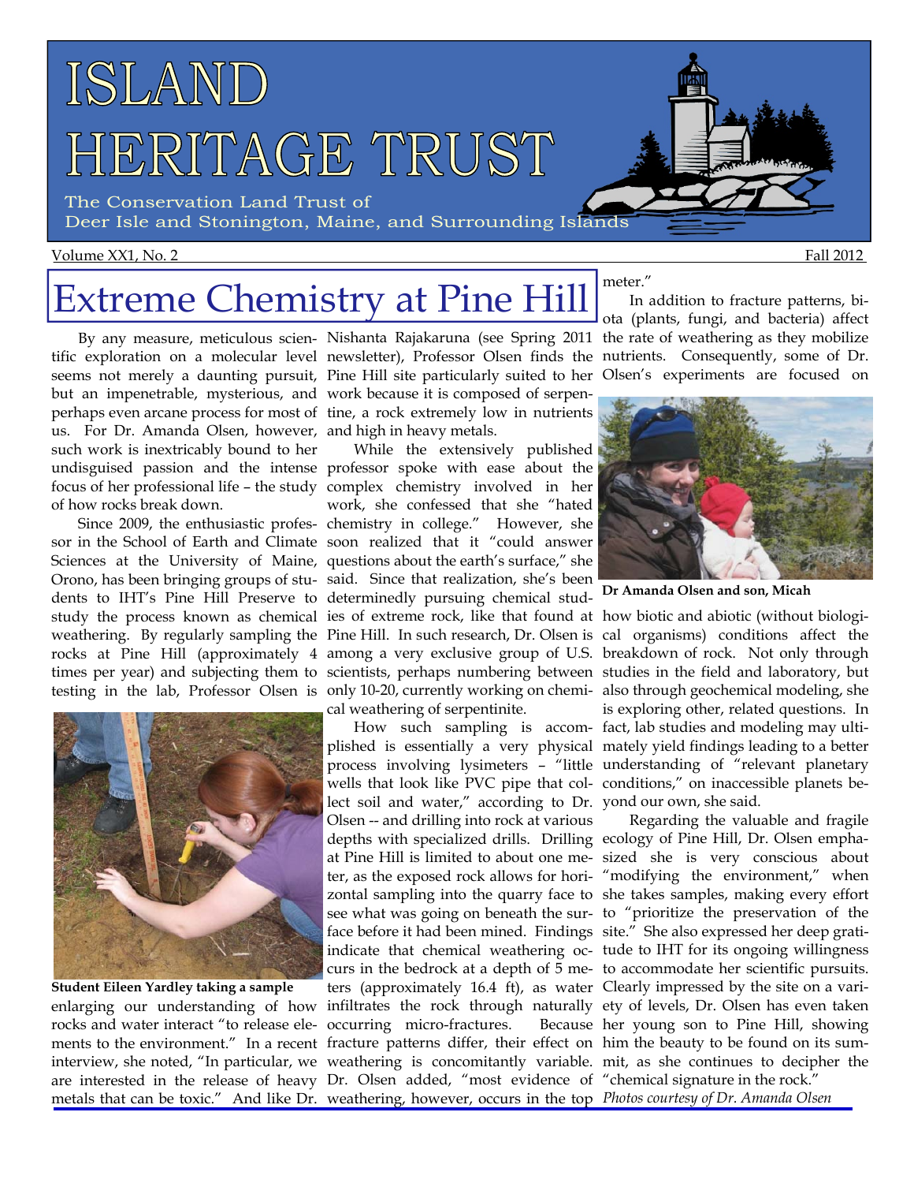# ISLAND HERITAGE TRUST

The Conservation Land Trust of Deer Isle and Stonington, Maine, and Surrounding Islands

Volume XX1, No. 2 — Fall 2012

## Extreme Chemistry at Pine Hill

By any measure, meticulous scientific exploration on a molecular level seems not merely a daunting pursuit, but an impenetrable, mysterious, and perhaps even arcane process for most of us. For Dr. Amanda Olsen, however, such work is inextricably bound to her undisguised passion and the intense focus of her professional life – the study of how rocks break down.

Since 2009, the enthusiastic professor in the School of Earth and Climate Sciences at the University of Maine, Orono, has been bringing groups of students to IHT's Pine Hill Preserve to study the process known as chemical weathering. By regularly sampling the rocks at Pine Hill (approximately 4 times per year) and subjecting them to testing in the lab, Professor Olsen is enlarging our understanding of how rocks and water interact "to release elements to the environment." In a recent interview, she noted, "In particular, we are interested in the release of heavy metals that can be toxic." And like Dr. Nishanta Rajakaruna (see Spring 2011 newsletter), Professor Olsen finds the Pine Hill site particularly suited to her work because it is composed of serpentine, a rock extremely low in nutrients and high in heavy metals.

**Student Eileen Yardley taking a sample**

While the extensively published professor spoke with ease about the complex chemistry involved in her work, she confessed that she "hated chemistry in college." However, she soon realized that it "could answer questions about the earth's surface," she said. Since that realization, she's been determinedly pursuing chemical studies of extreme rock, like that found at Pine Hill. In such research, Dr. Olsen is among a very exclusive group of U.S. scientists, perhaps numbering between only 10-20, currently working on chemical weathering of serpentinite.

How such sampling is accomplished is essentially a very physical process involving lysimeters – "little wells that look like PVC pipe that collect soil and water," according to Dr. Olsen -- and drilling into rock at various depths with specialized drills. Drilling at Pine Hill is limited to about one meter, as the exposed rock allows for horizontal sampling into the quarry face to see what was going on beneath the surface before it had been mined. Findings indicate that chemical weathering occurs in the bedrock at a depth of 5 meters (approximately 16.4 ft), as water infiltrates the rock through naturally occurring micro-fractures. Because fracture patterns differ, their effect on weathering is concomitantly variable. Dr. Olsen added, "most evidence of weathering, however, occurs in the top meter."

In addition to fracture patterns, biota (plants, fungi, and bacteria) affect the rate of weathering as they mobilize nutrients. Consequently, some of Dr. Olsen's experiments are focused on how biotic and abiotic (without biological organisms) conditions affect the breakdown of rock. Not only through studies in the field and laboratory, but also through geochemical modeling, she is exploring other, related questions. In fact, lab studies and modeling may ultimately yield findings leading to a better understanding of "relevant planetary conditions," on inaccessible planets beyond our own, she said.

**Dr Amanda Olsen and son, Micah**

Regarding the valuable and fragile ecology of Pine Hill, Dr. Olsen emphasized she is very conscious about "modifying the environment," when she takes samples, making every effort to "prioritize the preservation of the site." She also expressed her deep gratitude to IHT for its ongoing willingness to accommodate her scientific pursuits. Clearly impressed by the site on a variety of levels, Dr. Olsen has even taken her young son to Pine Hill, showing him the beauty to be found on its summit, as she continues to decipher the "chemical signature in the rock."

*Photos courtesy of Dr. Amanda Olsen*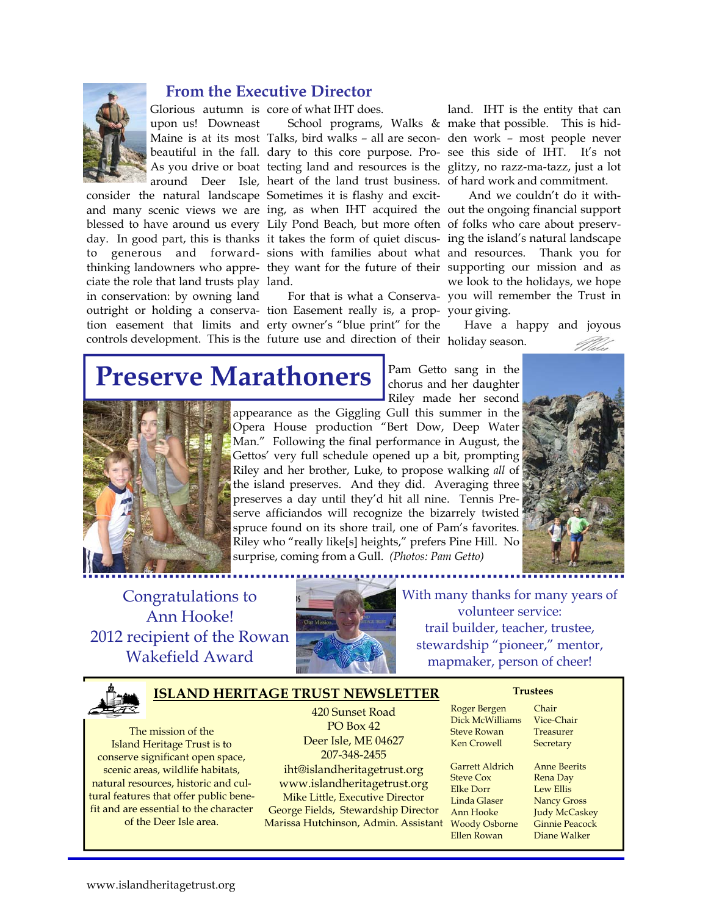## From the Executive Director

Glorious autumn is upon us! Downeast Maine is at its most beautiful in the fall. As you drive or boat around Deer Isle, consider the natural landscape and many scenic views we are blessed to have around us every day. In good part, this is thanks to generous and forward-thinking landowners who appreciate the role that land trusts play in conservation: by owning land outright or holding a conservation easement that limits and controls development. This is the core of what IHT does.

School programs, Walks & Talks, bird walks – all are secondary to this core purpose. Protecting land and resources is the heart of the land trust business. Sometimes it is flashy and exciting, as when IHT acquired the Lily Pond Beach, but more often it takes the form of quiet discussions with families about what they want for the future of their land.

For that is what a Conservation Easement really is, a property owner's "blue print" for the future use and direction of their land. IHT is the entity that can make that possible. This is hidden work – most people never see this side of IHT. It's not glitzy, no razz-ma-tazz, just a lot of hard work and commitment.

And we couldn't do it without the ongoing financial support of folks who care about preserving the island's natural landscape and resources. Thank you for supporting our mission and as we look to the holidays, we hope you will remember the Trust in your giving.

Have a happy and joyous holiday season.

# Preserve Marathoners

Pam Getto sang in the chorus and her daughter Riley made her second appearance as the Giggling Gull this summer in the Opera House production "Bert Dow, Deep Water Man." Following the final performance in August, the Gettos' very full schedule opened up a bit, prompting Riley and her brother, Luke, to propose walking *all* of the island preserves. And they did. Averaging three preserves a day until they'd hit all nine. Tennis Preserve afficiandos will recognize the bizarrely twisted spruce found on its shore trail, one of Pam's favorites. Riley who "really like[s] heights," prefers Pine Hill. No surprise, coming from a Gull. *(Photos: Pam Getto)*

Congratulations to Ann Hooke!
2012 recipient of the Rowan Wakefield Award

With many thanks for many years of volunteer service:
trail builder, teacher, trustee, stewardship "pioneer," mentor, mapmaker, person of cheer!

## ISLAND HERITAGE TRUST NEWSLETTER

The mission of the Island Heritage Trust is to conserve significant open space, scenic areas, wildlife habitats, natural resources, historic and cultural features that offer public benefit and are essential to the character of the Deer Isle area.

420 Sunset Road
PO Box 42
Deer Isle, ME 04627
207-348-2455
iht@islandheritagetrust.org
www.islandheritagetrust.org
Mike Little, Executive Director
George Fields, Stewardship Director
Marissa Hutchinson, Admin. Assistant

**Trustees**

| | |
|---|---|
| Roger Bergen | Chair |
| Dick McWilliams | Vice-Chair |
| Steve Rowan | Treasurer |
| Ken Crowell | Secretary |
| Garrett Aldrich | Anne Beerits |
| Steve Cox | Rena Day |
| Elke Dorr | Lew Ellis |
| Linda Glaser | Nancy Gross |
| Ann Hooke | Judy McCaskey |
| Woody Osborne | Ginnie Peacock |
| Ellen Rowan | Diane Walker |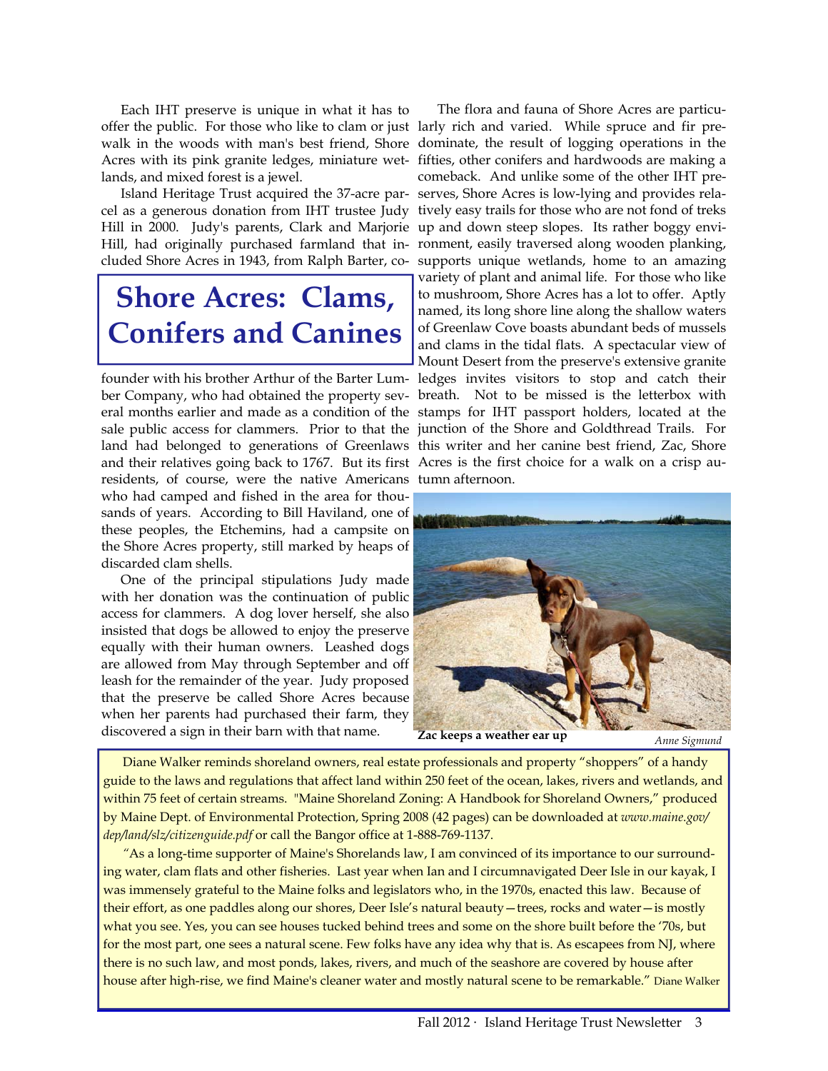# Shore Acres: Clams, Conifers and Canines

Each IHT preserve is unique in what it has to offer the public. For those who like to clam or just walk in the woods with man's best friend, Shore Acres with its pink granite ledges, miniature wetlands, and mixed forest is a jewel.

Island Heritage Trust acquired the 37-acre parcel as a generous donation from IHT trustee Judy Hill in 2000. Judy's parents, Clark and Marjorie Hill, had originally purchased farmland that included Shore Acres in 1943, from Ralph Barter, co-founder with his brother Arthur of the Barter Lumber Company, who had obtained the property several months earlier and made as a condition of the sale public access for clammers. Prior to that the land had belonged to generations of Greenlaws and their relatives going back to 1767. But its first residents, of course, were the native Americans who had camped and fished in the area for thousands of years. According to Bill Haviland, one of these peoples, the Etchemins, had a campsite on the Shore Acres property, still marked by heaps of discarded clam shells.

One of the principal stipulations Judy made with her donation was the continuation of public access for clammers. A dog lover herself, she also insisted that dogs be allowed to enjoy the preserve equally with their human owners. Leashed dogs are allowed from May through September and off leash for the remainder of the year. Judy proposed that the preserve be called Shore Acres because when her parents had purchased their farm, they discovered a sign in their barn with that name.

The flora and fauna of Shore Acres are particularly rich and varied. While spruce and fir predominate, the result of logging operations in the fifties, other conifers and hardwoods are making a comeback. And unlike some of the other IHT preserves, Shore Acres is low-lying and provides relatively easy trails for those who are not fond of treks up and down steep slopes. Its rather boggy environment, easily traversed along wooden planking, supports unique wetlands, home to an amazing variety of plant and animal life. For those who like to mushroom, Shore Acres has a lot to offer. Aptly named, its long shore line along the shallow waters of Greenlaw Cove boasts abundant beds of mussels and clams in the tidal flats. A spectacular view of Mount Desert from the preserve's extensive granite ledges invites visitors to stop and catch their breath. Not to be missed is the letterbox with stamps for IHT passport holders, located at the junction of the Shore and Goldthread Trails. For this writer and her canine best friend, Zac, Shore Acres is the first choice for a walk on a crisp autumn afternoon.

**Zac keeps a weather ear up** *Anne Sigmund*

---

Diane Walker reminds shoreland owners, real estate professionals and property "shoppers" of a handy guide to the laws and regulations that affect land within 250 feet of the ocean, lakes, rivers and wetlands, and within 75 feet of certain streams. "Maine Shoreland Zoning: A Handbook for Shoreland Owners," produced by Maine Dept. of Environmental Protection, Spring 2008 (42 pages) can be downloaded at *www.maine.gov/dep/land/slz/citizenguide.pdf* or call the Bangor office at 1-888-769-1137.

"As a long-time supporter of Maine's Shorelands law, I am convinced of its importance to our surrounding water, clam flats and other fisheries. Last year when Ian and I circumnavigated Deer Isle in our kayak, I was immensely grateful to the Maine folks and legislators who, in the 1970s, enacted this law. Because of their effort, as one paddles along our shores, Deer Isle's natural beauty—trees, rocks and water—is mostly what you see. Yes, you can see houses tucked behind trees and some on the shore built before the '70s, but for the most part, one sees a natural scene. Few folks have any idea why that is. As escapees from NJ, where there is no such law, and most ponds, lakes, rivers, and much of the seashore are covered by house after house after high-rise, we find Maine's cleaner water and mostly natural scene to be remarkable." Diane Walker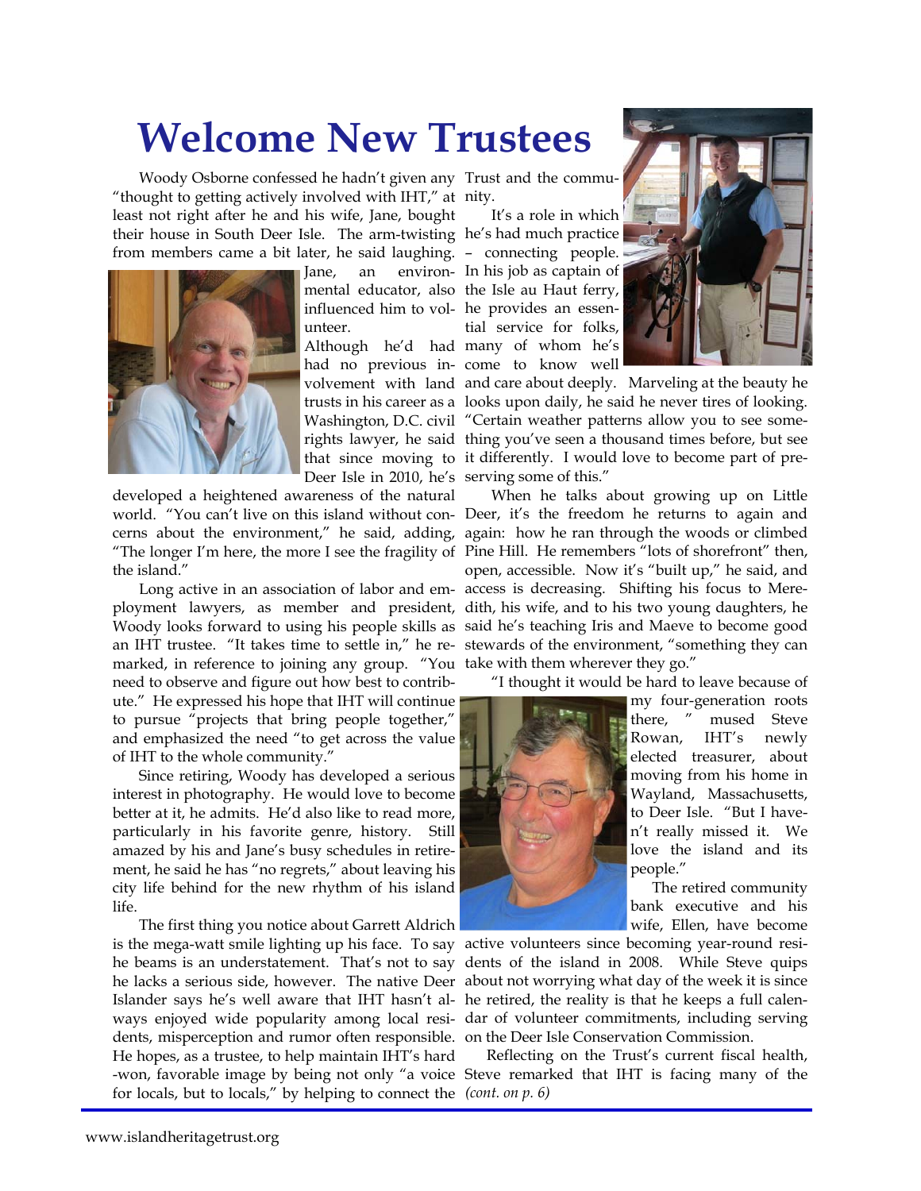# Welcome New Trustees

Woody Osborne confessed he hadn't given any "thought to getting actively involved with IHT," at least not right after he and his wife, Jane, bought their house in South Deer Isle. The arm-twisting from members came a bit later, he said laughing. Jane, an environmental educator, also influenced him to volunteer. Although he'd had had no previous involvement with land trusts in his career as a Washington, D.C. civil rights lawyer, he said that since moving to Deer Isle in 2010, he's developed a heightened awareness of the natural world. "You can't live on this island without concerns about the environment," he said, adding, "The longer I'm here, the more I see the fragility of the island."

Long active in an association of labor and employment lawyers, as member and president, Woody looks forward to using his people skills as an IHT trustee. "It takes time to settle in," he remarked, in reference to joining any group. "You need to observe and figure out how best to contribute." He expressed his hope that IHT will continue to pursue "projects that bring people together," and emphasized the need "to get across the value of IHT to the whole community."

Since retiring, Woody has developed a serious interest in photography. He would love to become better at it, he admits. He'd also like to read more, particularly in his favorite genre, history. Still amazed by his and Jane's busy schedules in retirement, he said he has "no regrets," about leaving his city life behind for the new rhythm of his island life.

The first thing you notice about Garrett Aldrich is the mega-watt smile lighting up his face. To say he beams is an understatement. That's not to say he lacks a serious side, however. The native Deer Islander says he's well aware that IHT hasn't always enjoyed wide popularity among local residents, misperception and rumor often responsible. He hopes, as a trustee, to help maintain IHT's hard-won, favorable image by being not only "a voice for locals, but to locals," by helping to connect the Trust and the community.

It's a role in which he's had much practice – connecting people. In his job as captain of the Isle au Haut ferry, he provides an essential service for folks, many of whom he's come to know well and care about deeply. Marveling at the beauty he looks upon daily, he said he never tires of looking. "Certain weather patterns allow you to see something you've seen a thousand times before, but see it differently. I would love to become part of preserving some of this."

When he talks about growing up on Little Deer, it's the freedom he returns to again and again: how he ran through the woods or climbed Pine Hill. He remembers "lots of shorefront" then, open, accessible. Now it's "built up," he said, and access is decreasing. Shifting his focus to Meredith, his wife, and to his two young daughters, he said he's teaching Iris and Maeve to become good stewards of the environment, "something they can take with them wherever they go."

"I thought it would be hard to leave because of my four-generation roots there, " mused Steve Rowan, IHT's newly elected treasurer, about moving from his home in Wayland, Massachusetts, to Deer Isle. "But I haven't really missed it. We love the island and its people."

The retired community bank executive and his wife, Ellen, have become active volunteers since becoming year-round residents of the island in 2008. While Steve quips about not worrying what day of the week it is since he retired, the reality is that he keeps a full calendar of volunteer commitments, including serving on the Deer Isle Conservation Commission.

Reflecting on the Trust's current fiscal health, Steve remarked that IHT is facing many of the *(cont. on p. 6)*

www.islandheritagetrust.org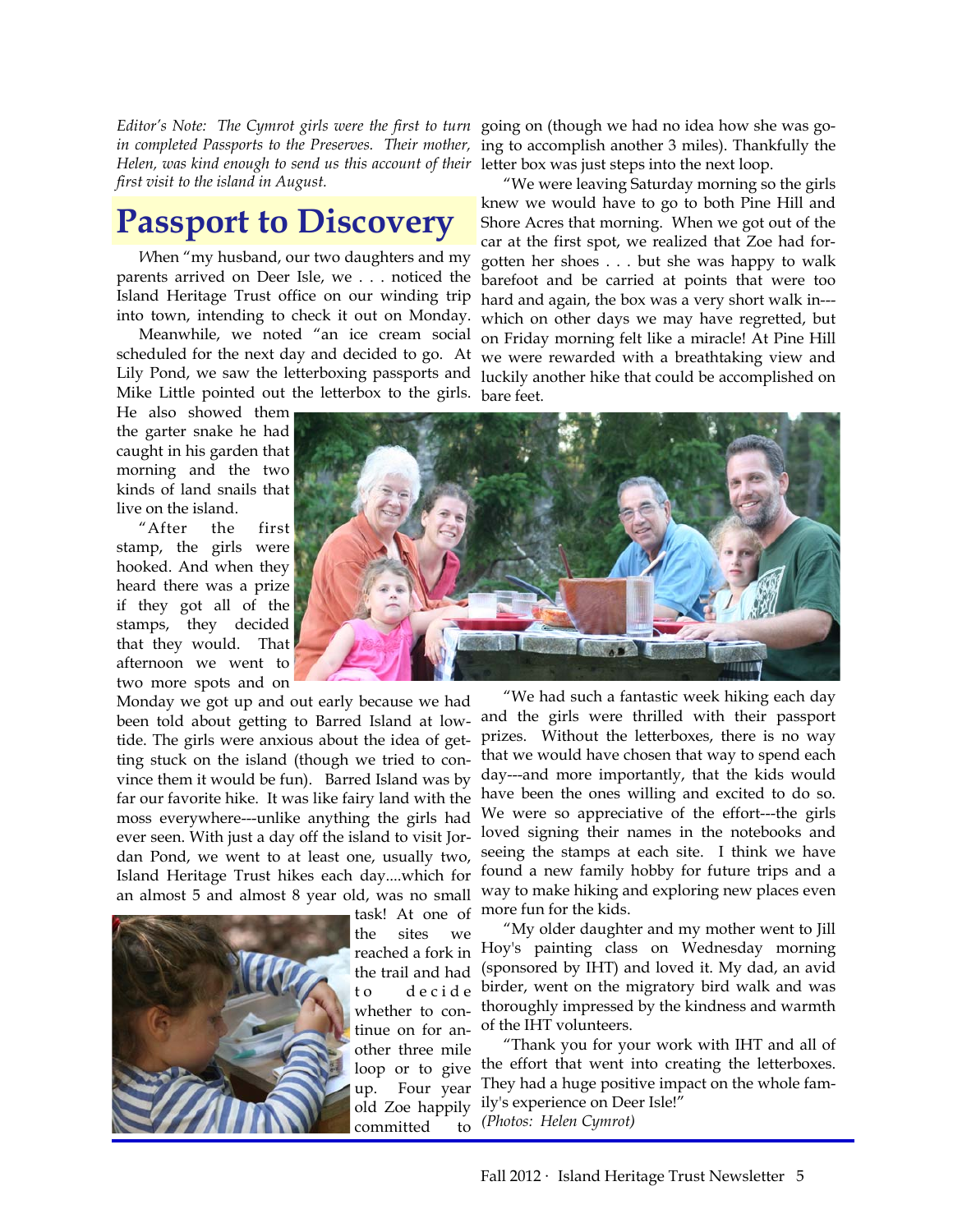*Editor's Note: The Cymrot girls were the first to turn in completed Passports to the Preserves. Their mother, Helen, was kind enough to send us this account of their first visit to the island in August.*

# Passport to Discovery

When "my husband, our two daughters and my parents arrived on Deer Isle, we . . . noticed the Island Heritage Trust office on our winding trip into town, intending to check it out on Monday.

Meanwhile, we noted "an ice cream social scheduled for the next day and decided to go. At Lily Pond, we saw the letterboxing passports and Mike Little pointed out the letterbox to the girls. He also showed them the garter snake he had caught in his garden that morning and the two kinds of land snails that live on the island.

"After the first stamp, the girls were hooked. And when they heard there was a prize if they got all of the stamps, they decided that they would. That afternoon we went to two more spots and on Monday we got up and out early because we had been told about getting to Barred Island at low-tide. The girls were anxious about the idea of getting stuck on the island (though we tried to convince them it would be fun). Barred Island was by far our favorite hike. It was like fairy land with the moss everywhere---unlike anything the girls had ever seen. With just a day off the island to visit Jordan Pond, we went to at least one, usually two, Island Heritage Trust hikes each day....which for an almost 5 and almost 8 year old, was no small task! At one of the sites we reached a fork in the trail and had to decide whether to continue on for another three mile loop or to give up. Four year old Zoe happily committed to going on (though we had no idea how she was going to accomplish another 3 miles). Thankfully the letter box was just steps into the next loop.

"We were leaving Saturday morning so the girls knew we would have to go to both Pine Hill and Shore Acres that morning. When we got out of the car at the first spot, we realized that Zoe had forgotten her shoes . . . but she was happy to walk barefoot and be carried at points that were too hard and again, the box was a very short walk in---which on other days we may have regretted, but on Friday morning felt like a miracle! At Pine Hill we were rewarded with a breathtaking view and luckily another hike that could be accomplished on bare feet.

"We had such a fantastic week hiking each day and the girls were thrilled with their passport prizes. Without the letterboxes, there is no way that we would have chosen that way to spend each day---and more importantly, that the kids would have been the ones willing and excited to do so. We were so appreciative of the effort---the girls loved signing their names in the notebooks and seeing the stamps at each site. I think we have found a new family hobby for future trips and a way to make hiking and exploring new places even more fun for the kids.

"My older daughter and my mother went to Jill Hoy's painting class on Wednesday morning (sponsored by IHT) and loved it. My dad, an avid birder, went on the migratory bird walk and was thoroughly impressed by the kindness and warmth of the IHT volunteers.

"Thank you for your work with IHT and all of the effort that went into creating the letterboxes. They had a huge positive impact on the whole family's experience on Deer Isle!"

*(Photos: Helen Cymrot)*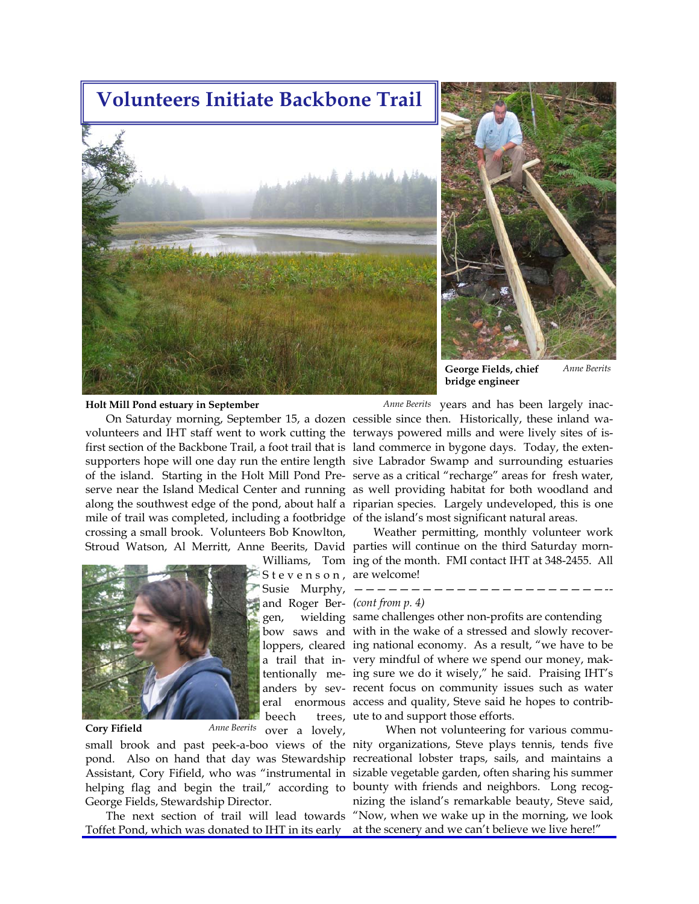# Volunteers Initiate Backbone Trail

**Holt Mill Pond estuary in September** *Anne Beerits*

**George Fields, chief bridge engineer** *Anne Beerits*

On Saturday morning, September 15, a dozen volunteers and IHT staff went to work cutting the first section of the Backbone Trail, a foot trail that is supporters hope will one day run the entire length of the island. Starting in the Holt Mill Pond Preserve near the Island Medical Center and running along the southwest edge of the pond, about half a mile of trail was completed, including a footbridge crossing a small brook. Volunteers Bob Knowlton, Stroud Watson, Al Merritt, Anne Beerits, David Williams, Tom Stevenson, Susie Murphy, and Roger Bergen, wielding bow saws and loppers, cleared a trail that intentionally meanders by several enormous beech trees, over a lovely, small brook and past peek-a-boo views of the pond. Also on hand that day was Stewardship Assistant, Cory Fifield, who was "instrumental in helping flag and begin the trail," according to George Fields, Stewardship Director.

**Cory Fifield** *Anne Beerits*

The next section of trail will lead towards Toffet Pond, which was donated to IHT in its early years and has been largely inaccessible since then. Historically, these inland waterways powered mills and were lively sites of island commerce in bygone days. Today, the extensive Labrador Swamp and surrounding estuaries serve as a critical "recharge" areas for fresh water, as well providing habitat for both woodland and riparian species. Largely undeveloped, this is one of the island's most significant natural areas.

Weather permitting, monthly volunteer work parties will continue on the third Saturday morning of the month. FMI contact IHT at 348-2455. All are welcome!

---

*(cont from p. 4)*

same challenges other non-profits are contending with in the wake of a stressed and slowly recovering national economy. As a result, "we have to be very mindful of where we spend our money, making sure we do it wisely," he said. Praising IHT's recent focus on community issues such as water access and quality, Steve said he hopes to contribute to and support those efforts.

When not volunteering for various community organizations, Steve plays tennis, tends five recreational lobster traps, sails, and maintains a sizable vegetable garden, often sharing his summer bounty with friends and neighbors. Long recognizing the island's remarkable beauty, Steve said, "Now, when we wake up in the morning, we look at the scenery and we can't believe we live here!"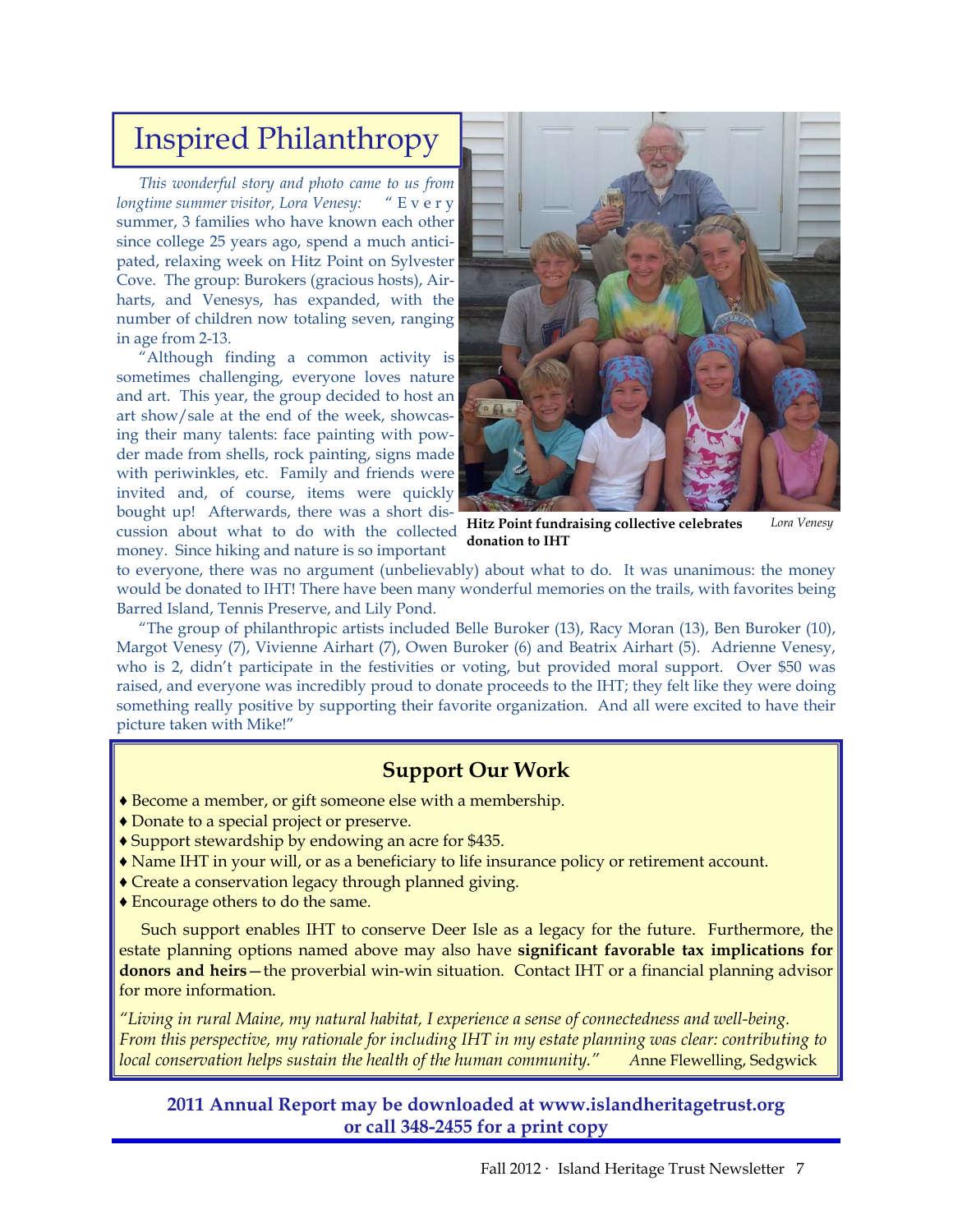# Inspired Philanthropy

*This wonderful story and photo came to us from longtime summer visitor, Lora Venesy:* "Every summer, 3 families who have known each other since college 25 years ago, spend a much anticipated, relaxing week on Hitz Point on Sylvester Cove. The group: Burokers (gracious hosts), Airharts, and Venesys, has expanded, with the number of children now totaling seven, ranging in age from 2-13.

"Although finding a common activity is sometimes challenging, everyone loves nature and art. This year, the group decided to host an art show/sale at the end of the week, showcasing their many talents: face painting with powder made from shells, rock painting, signs made with periwinkles, etc. Family and friends were invited and, of course, items were quickly bought up! Afterwards, there was a short discussion about what to do with the collected money. Since hiking and nature is so important to everyone, there was no argument (unbelievably) about what to do. It was unanimous: the money would be donated to IHT! There have been many wonderful memories on the trails, with favorites being Barred Island, Tennis Preserve, and Lily Pond.

**Hitz Point fundraising collective celebrates donation to IHT** *Lora Venesy*

"The group of philanthropic artists included Belle Buroker (13), Racy Moran (13), Ben Buroker (10), Margot Venesy (7), Vivienne Airhart (7), Owen Buroker (6) and Beatrix Airhart (5). Adrienne Venesy, who is 2, didn't participate in the festivities or voting, but provided moral support. Over $50 was raised, and everyone was incredibly proud to donate proceeds to the IHT; they felt like they were doing something really positive by supporting their favorite organization. And all were excited to have their picture taken with Mike!"

## Support Our Work

- ♦ Become a member, or gift someone else with a membership.
- ♦ Donate to a special project or preserve.
- ♦ Support stewardship by endowing an acre for $435.
- ♦ Name IHT in your will, or as a beneficiary to life insurance policy or retirement account.
- ♦ Create a conservation legacy through planned giving.
- ♦ Encourage others to do the same.

Such support enables IHT to conserve Deer Isle as a legacy for the future. Furthermore, the estate planning options named above may also have **significant favorable tax implications for donors and heirs**—the proverbial win-win situation. Contact IHT or a financial planning advisor for more information.

*"Living in rural Maine, my natural habitat, I experience a sense of connectedness and well-being. From this perspective, my rationale for including IHT in my estate planning was clear: contributing to local conservation helps sustain the health of the human community."* Anne Flewelling, Sedgwick

**2011 Annual Report may be downloaded at www.islandheritagetrust.org or call 348-2455 for a print copy**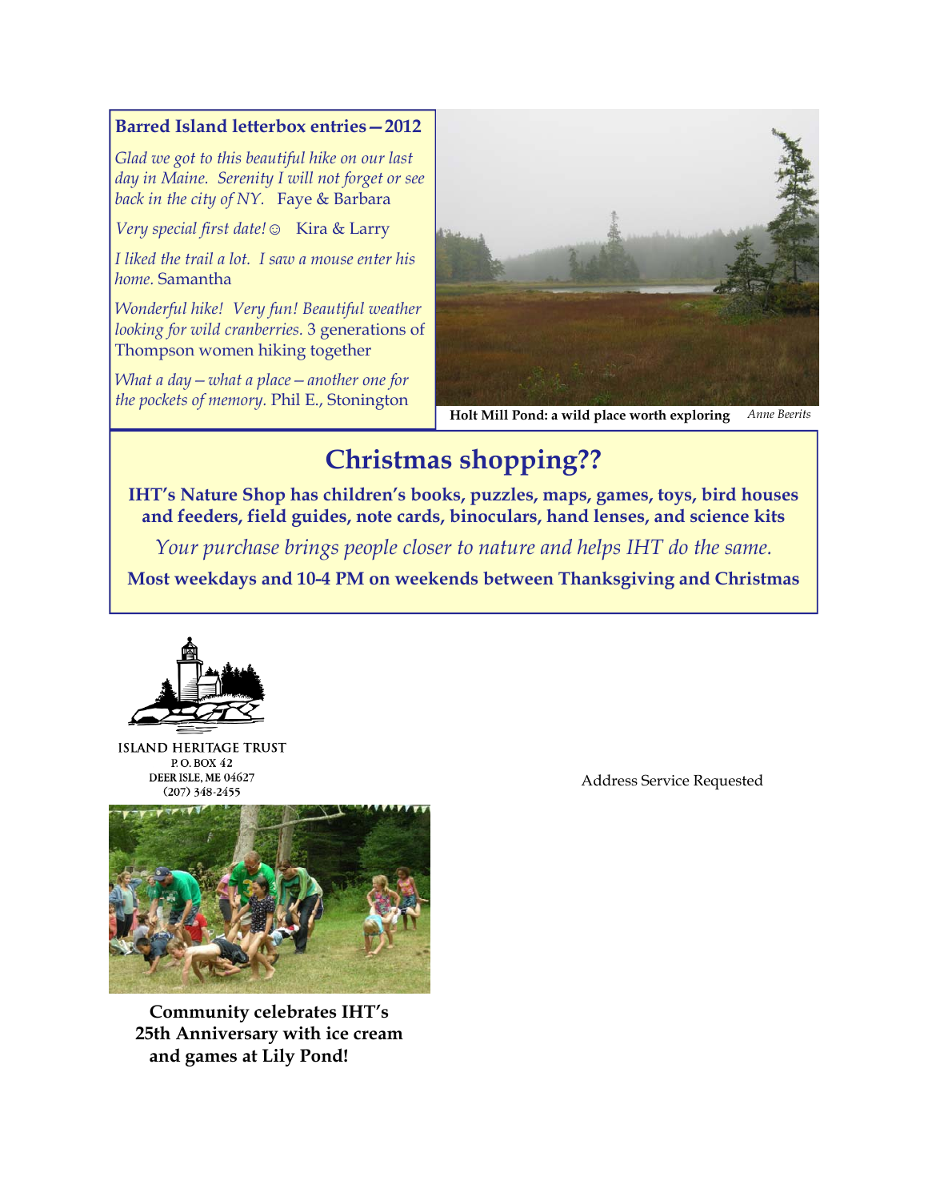## Barred Island letterbox entries—2012

*Glad we got to this beautiful hike on our last day in Maine. Serenity I will not forget or see back in the city of NY.* Faye & Barbara

*Very special first date!* ☺ Kira & Larry

*I liked the trail a lot. I saw a mouse enter his home.* Samantha

*Wonderful hike! Very fun! Beautiful weather looking for wild cranberries.* 3 generations of Thompson women hiking together

*What a day—what a place—another one for the pockets of memory.* Phil E., Stonington

**Holt Mill Pond: a wild place worth exploring** *Anne Beerits*

# Christmas shopping??

**IHT's Nature Shop has children's books, puzzles, maps, games, toys, bird houses and feeders, field guides, note cards, binoculars, hand lenses, and science kits**

*Your purchase brings people closer to nature and helps IHT do the same.*

**Most weekdays and 10-4 PM on weekends between Thanksgiving and Christmas**

ISLAND HERITAGE TRUST
P. O. BOX 42
DEER ISLE, ME 04627
(207) 348-2455

Address Service Requested

**Community celebrates IHT's 25th Anniversary with ice cream and games at Lily Pond!**